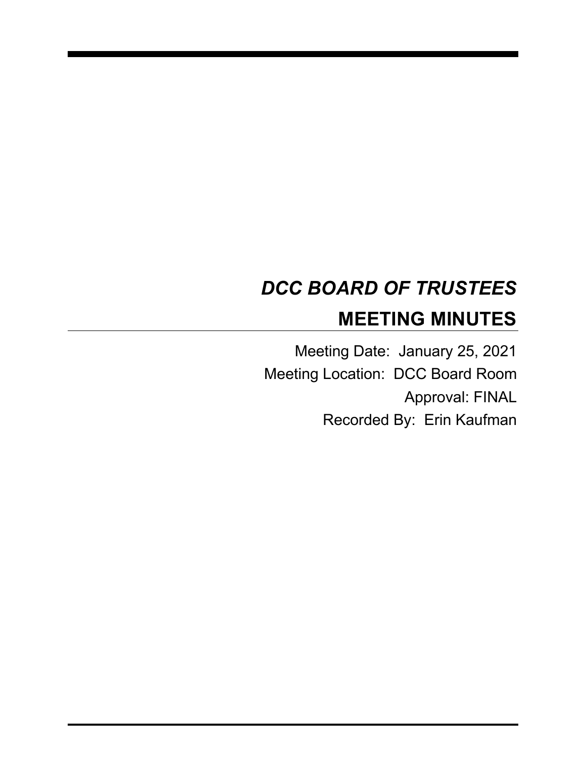# *DCC BOARD OF TRUSTEES*

## MEETING MINUTES

Meeting Date: January 25, 2021

Meeting Location: DCC Board Room

Approval: FINAL

Recorded By: Erin Kaufman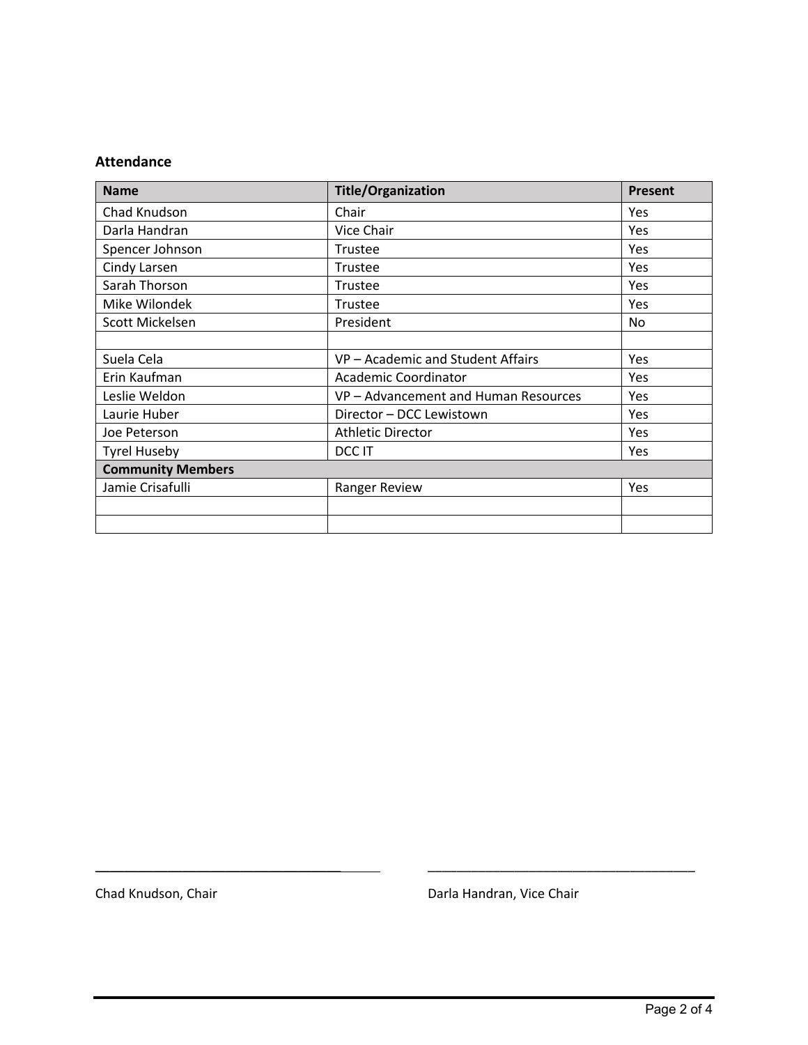### Attendance

| Name | Title/Organization | Present |
|---|---|---|
| Chad Knudson | Chair | Yes |
| Darla Handran | Vice Chair | Yes |
| Spencer Johnson | Trustee | Yes |
| Cindy Larsen | Trustee | Yes |
| Sarah Thorson | Trustee | Yes |
| Mike Wilondek | Trustee | Yes |
| Scott Mickelsen | President | No |
| | | |
| Suela Cela | VP – Academic and Student Affairs | Yes |
| Erin Kaufman | Academic Coordinator | Yes |
| Leslie Weldon | VP – Advancement and Human Resources | Yes |
| Laurie Huber | Director – DCC Lewistown | Yes |
| Joe Peterson | Athletic Director | Yes |
| Tyrel Huseby | DCC IT | Yes |
| **Community Members** | | |
| Jamie Crisafulli | Ranger Review | Yes |
| | | |
| | | |

\_\_\_\_\_\_\_\_\_\_\_\_\_\_\_\_\_\_\_\_\_\_\_\_\_\_\_\_\_\_\_\_\_\_\_\_\_\_

Chad Knudson, Chair

\_\_\_\_\_\_\_\_\_\_\_\_\_\_\_\_\_\_\_\_\_\_\_\_\_\_\_\_\_\_\_\_\_\_\_\_\_\_

Darla Handran, Vice Chair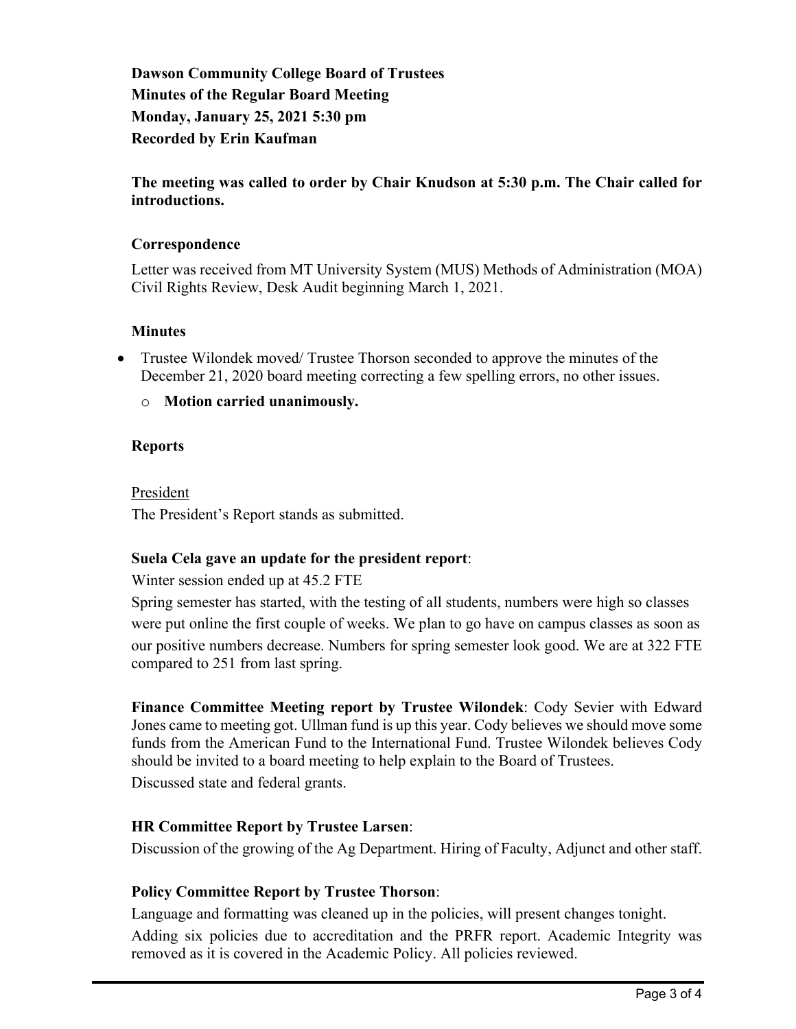**Dawson Community College Board of Trustees**
**Minutes of the Regular Board Meeting**
**Monday, January 25, 2021 5:30 pm**
**Recorded by Erin Kaufman**

**The meeting was called to order by Chair Knudson at 5:30 p.m. The Chair called for introductions.**

**Correspondence**

Letter was received from MT University System (MUS) Methods of Administration (MOA) Civil Rights Review, Desk Audit beginning March 1, 2021.

**Minutes**

- Trustee Wilondek moved/ Trustee Thorson seconded to approve the minutes of the December 21, 2020 board meeting correcting a few spelling errors, no other issues.
  - **Motion carried unanimously.**

**Reports**

President

The President's Report stands as submitted.

**Suela Cela gave an update for the president report**:

Winter session ended up at 45.2 FTE

Spring semester has started, with the testing of all students, numbers were high so classes were put online the first couple of weeks. We plan to go have on campus classes as soon as our positive numbers decrease. Numbers for spring semester look good. We are at 322 FTE compared to 251 from last spring.

**Finance Committee Meeting report by Trustee Wilondek**: Cody Sevier with Edward Jones came to meeting got. Ullman fund is up this year. Cody believes we should move some funds from the American Fund to the International Fund. Trustee Wilondek believes Cody should be invited to a board meeting to help explain to the Board of Trustees.

Discussed state and federal grants.

**HR Committee Report by Trustee Larsen**:

Discussion of the growing of the Ag Department. Hiring of Faculty, Adjunct and other staff.

**Policy Committee Report by Trustee Thorson**:

Language and formatting was cleaned up in the policies, will present changes tonight.

Adding six policies due to accreditation and the PRFR report. Academic Integrity was removed as it is covered in the Academic Policy. All policies reviewed.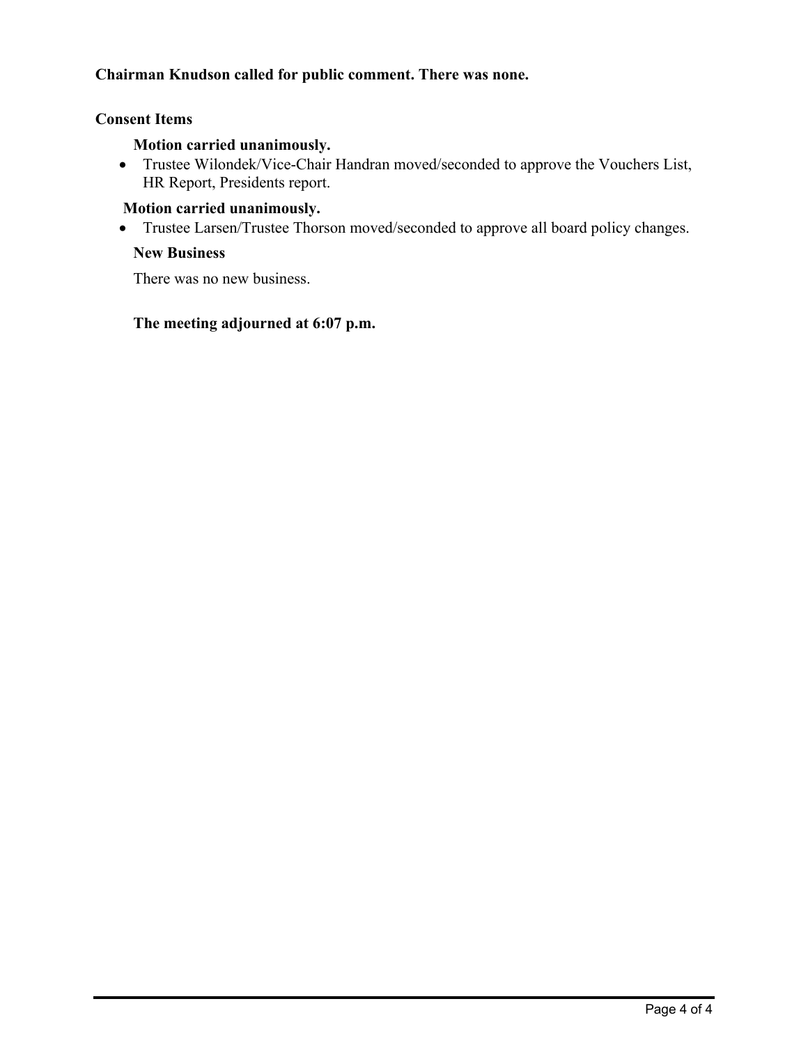**Chairman Knudson called for public comment. There was none.**

**Consent Items**

**Motion carried unanimously.**

- Trustee Wilondek/Vice-Chair Handran moved/seconded to approve the Vouchers List, HR Report, Presidents report.

**Motion carried unanimously.**

- Trustee Larsen/Trustee Thorson moved/seconded to approve all board policy changes.

**New Business**

There was no new business.

**The meeting adjourned at 6:07 p.m.**